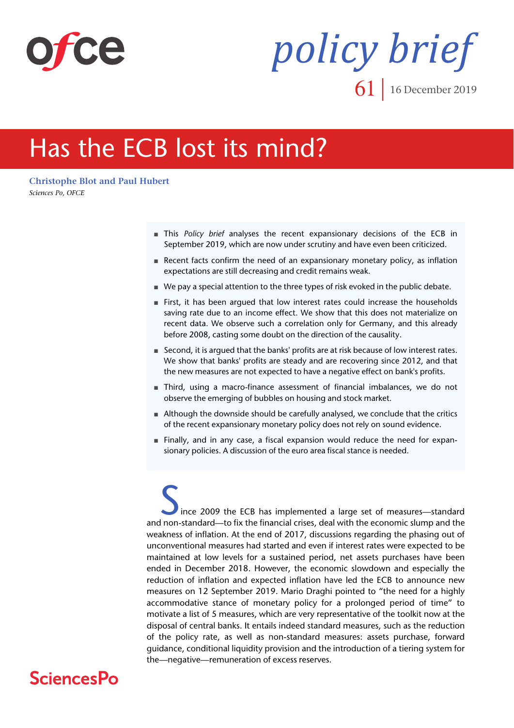ofce

*policy brief*

61 | 16 December 2019

# Has the ECB lost its mind?

**Christophe Blot and Paul Hubert**
*Sciences Po, OFCE*

- This *Policy brief* analyses the recent expansionary decisions of the ECB in September 2019, which are now under scrutiny and have even been criticized.
- Recent facts confirm the need of an expansionary monetary policy, as inflation expectations are still decreasing and credit remains weak.
- We pay a special attention to the three types of risk evoked in the public debate.
- First, it has been argued that low interest rates could increase the households saving rate due to an income effect. We show that this does not materialize on recent data. We observe such a correlation only for Germany, and this already before 2008, casting some doubt on the direction of the causality.
- Second, it is argued that the banks' profits are at risk because of low interest rates. We show that banks' profits are steady and are recovering since 2012, and that the new measures are not expected to have a negative effect on bank's profits.
- Third, using a macro-finance assessment of financial imbalances, we do not observe the emerging of bubbles on housing and stock market.
- Although the downside should be carefully analysed, we conclude that the critics of the recent expansionary monetary policy does not rely on sound evidence.
- Finally, and in any case, a fiscal expansion would reduce the need for expansionary policies. A discussion of the euro area fiscal stance is needed.

Since 2009 the ECB has implemented a large set of measures—standard and non-standard—to fix the financial crises, deal with the economic slump and the weakness of inflation. At the end of 2017, discussions regarding the phasing out of unconventional measures had started and even if interest rates were expected to be maintained at low levels for a sustained period, net assets purchases have been ended in December 2018. However, the economic slowdown and especially the reduction of inflation and expected inflation have led the ECB to announce new measures on 12 September 2019. Mario Draghi pointed to "the need for a highly accommodative stance of monetary policy for a prolonged period of time" to motivate a list of 5 measures, which are very representative of the toolkit now at the disposal of central banks. It entails indeed standard measures, such as the reduction of the policy rate, as well as non-standard measures: assets purchase, forward guidance, conditional liquidity provision and the introduction of a tiering system for the—negative—remuneration of excess reserves.

SciencesPo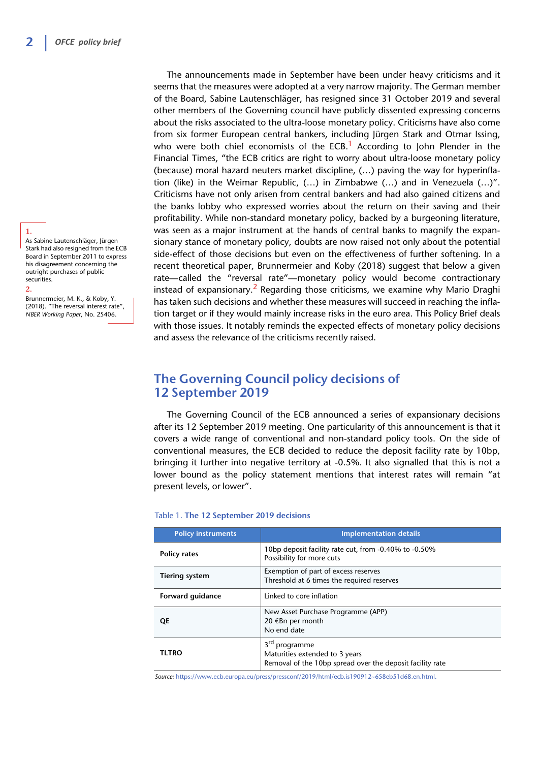The announcements made in September have been under heavy criticisms and it seems that the measures were adopted at a very narrow majority. The German member of the Board, Sabine Lautenschläger, has resigned since 31 October 2019 and several other members of the Governing council have publicly dissented expressing concerns about the risks associated to the ultra-loose monetary policy. Criticisms have also come from six former European central bankers, including Jürgen Stark and Otmar Issing, who were both chief economists of the ECB.[1] According to John Plender in the Financial Times, "the ECB critics are right to worry about ultra-loose monetary policy (because) moral hazard neuters market discipline, (…) paving the way for hyperinflation (like) in the Weimar Republic, (…) in Zimbabwe (…) and in Venezuela (…)". Criticisms have not only arisen from central bankers and had also gained citizens and the banks lobby who expressed worries about the return on their saving and their profitability. While non-standard monetary policy, backed by a burgeoning literature, was seen as a major instrument at the hands of central banks to magnify the expansionary stance of monetary policy, doubts are now raised not only about the potential side-effect of those decisions but even on the effectiveness of further softening. In a recent theoretical paper, Brunnermeier and Koby (2018) suggest that below a given rate—called the "reversal rate"—monetary policy would become contractionary instead of expansionary.[2] Regarding those criticisms, we examine why Mario Draghi has taken such decisions and whether these measures will succeed in reaching the inflation target or if they would mainly increase risks in the euro area. This Policy Brief deals with those issues. It notably reminds the expected effects of monetary policy decisions and assess the relevance of the criticisms recently raised.

1. As Sabine Lautenschläger, Jürgen Stark had also resigned from the ECB Board in September 2011 to express his disagreement concerning the outright purchases of public securities.

2. Brunnermeier, M. K., & Koby, Y. (2018). "The reversal interest rate", *NBER Working Paper*, No. 25406.

## The Governing Council policy decisions of 12 September 2019

The Governing Council of the ECB announced a series of expansionary decisions after its 12 September 2019 meeting. One particularity of this announcement is that it covers a wide range of conventional and non-standard policy tools. On the side of conventional measures, the ECB decided to reduce the deposit facility rate by 10bp, bringing it further into negative territory at -0.5%. It also signalled that this is not a lower bound as the policy statement mentions that interest rates will remain "at present levels, or lower".

Table 1. **The 12 September 2019 decisions**

| Policy instruments | Implementation details |
|---|---|
| **Policy rates** | 10bp deposit facility rate cut, from -0.40% to -0.50%<br>Possibility for more cuts |
| **Tiering system** | Exemption of part of excess reserves<br>Threshold at 6 times the required reserves |
| **Forward guidance** | Linked to core inflation |
| **QE** | New Asset Purchase Programme (APP)<br>20 €Bn per month<br>No end date |
| **TLTRO** | 3rd programme<br>Maturities extended to 3 years<br>Removal of the 10bp spread over the deposit facility rate |

*Source:* https://www.ecb.europa.eu/press/pressconf/2019/html/ecb.is190912~658eb51d68.en.html.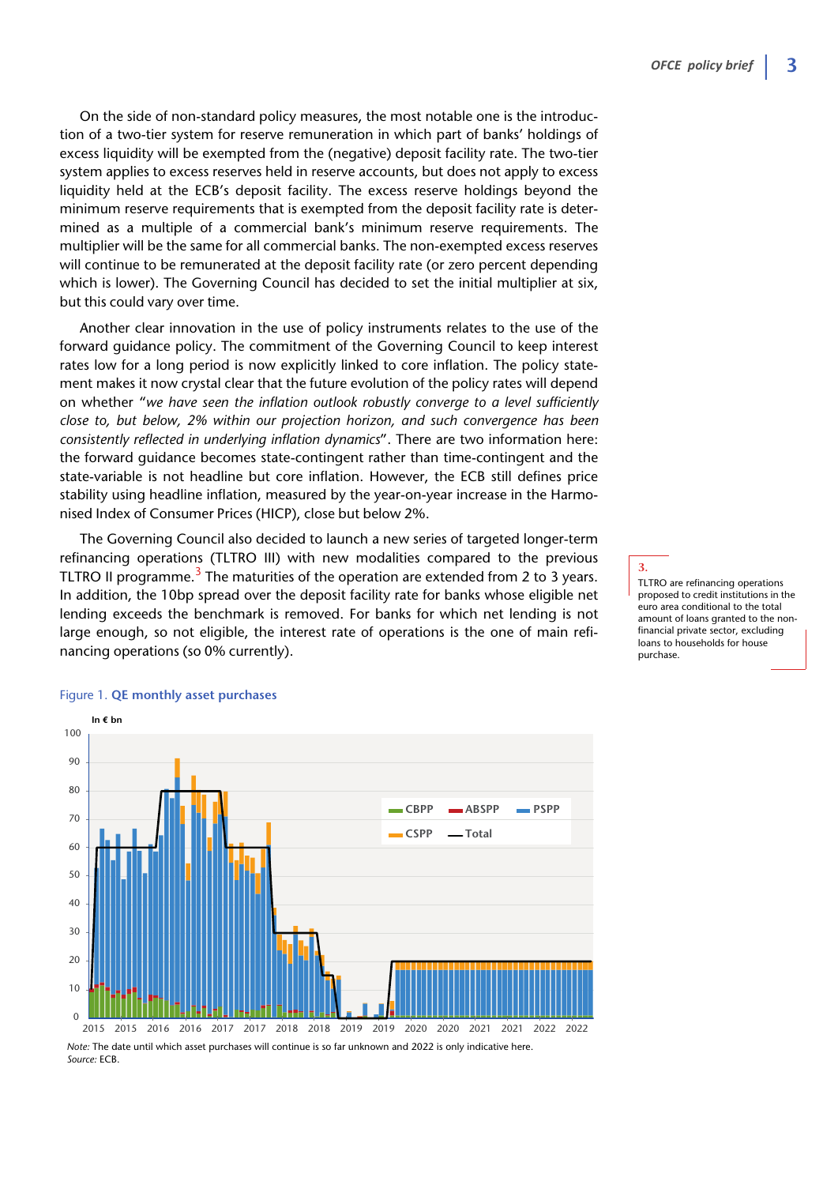On the side of non-standard policy measures, the most notable one is the introduction of a two-tier system for reserve remuneration in which part of banks' holdings of excess liquidity will be exempted from the (negative) deposit facility rate. The two-tier system applies to excess reserves held in reserve accounts, but does not apply to excess liquidity held at the ECB's deposit facility. The excess reserve holdings beyond the minimum reserve requirements that is exempted from the deposit facility rate is determined as a multiple of a commercial bank's minimum reserve requirements. The multiplier will be the same for all commercial banks. The non-exempted excess reserves will continue to be remunerated at the deposit facility rate (or zero percent depending which is lower). The Governing Council has decided to set the initial multiplier at six, but this could vary over time.

Another clear innovation in the use of policy instruments relates to the use of the forward guidance policy. The commitment of the Governing Council to keep interest rates low for a long period is now explicitly linked to core inflation. The policy statement makes it now crystal clear that the future evolution of the policy rates will depend on whether "*we have seen the inflation outlook robustly converge to a level sufficiently close to, but below, 2% within our projection horizon, and such convergence has been consistently reflected in underlying inflation dynamics*". There are two information here: the forward guidance becomes state-contingent rather than time-contingent and the state-variable is not headline but core inflation. However, the ECB still defines price stability using headline inflation, measured by the year-on-year increase in the Harmonised Index of Consumer Prices (HICP), close but below 2%.

The Governing Council also decided to launch a new series of targeted longer-term refinancing operations (TLTRO III) with new modalities compared to the previous TLTRO II programme.[3] The maturities of the operation are extended from 2 to 3 years. In addition, the 10bp spread over the deposit facility rate for banks whose eligible net lending exceeds the benchmark is removed. For banks for which net lending is not large enough, so not eligible, the interest rate of operations is the one of main refinancing operations (so 0% currently).

3. TLTRO are refinancing operations proposed to credit institutions in the euro area conditional to the total amount of loans granted to the non-financial private sector, excluding loans to households for house purchase.

Figure 1. **QE monthly asset purchases**

*Note:* The date until which asset purchases will continue is so far unknown and 2022 is only indicative here.
*Source:* ECB.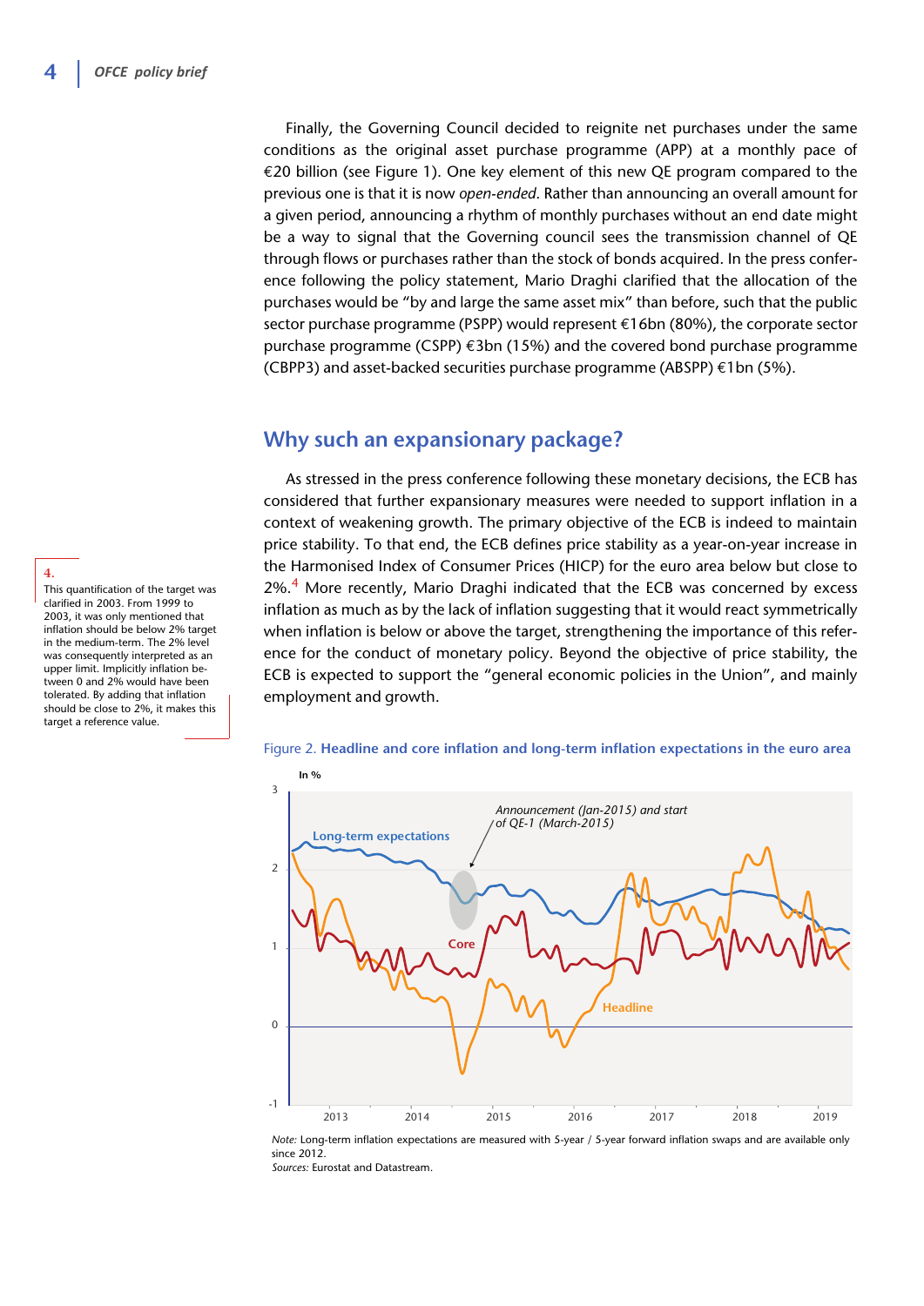Finally, the Governing Council decided to reignite net purchases under the same conditions as the original asset purchase programme (APP) at a monthly pace of €20 billion (see Figure 1). One key element of this new QE program compared to the previous one is that it is now *open-ended*. Rather than announcing an overall amount for a given period, announcing a rhythm of monthly purchases without an end date might be a way to signal that the Governing council sees the transmission channel of QE through flows or purchases rather than the stock of bonds acquired. In the press conference following the policy statement, Mario Draghi clarified that the allocation of the purchases would be "by and large the same asset mix" than before, such that the public sector purchase programme (PSPP) would represent €16bn (80%), the corporate sector purchase programme (CSPP) €3bn (15%) and the covered bond purchase programme (CBPP3) and asset-backed securities purchase programme (ABSPP) €1bn (5%).

## Why such an expansionary package?

As stressed in the press conference following these monetary decisions, the ECB has considered that further expansionary measures were needed to support inflation in a context of weakening growth. The primary objective of the ECB is indeed to maintain price stability. To that end, the ECB defines price stability as a year-on-year increase in the Harmonised Index of Consumer Prices (HICP) for the euro area below but close to 2%.[4] More recently, Mario Draghi indicated that the ECB was concerned by excess inflation as much as by the lack of inflation suggesting that it would react symmetrically when inflation is below or above the target, strengthening the importance of this reference for the conduct of monetary policy. Beyond the objective of price stability, the ECB is expected to support the "general economic policies in the Union", and mainly employment and growth.

4. This quantification of the target was clarified in 2003. From 1999 to 2003, it was only mentioned that inflation should be below 2% target in the medium-term. The 2% level was consequently interpreted as an upper limit. Implicitly inflation between 0 and 2% would have been tolerated. By adding that inflation should be close to 2%, it makes this target a reference value.

Figure 2. **Headline and core inflation and long-term inflation expectations in the euro area**

*Note:* Long-term inflation expectations are measured with 5-year / 5-year forward inflation swaps and are available only since 2012.
*Sources:* Eurostat and Datastream.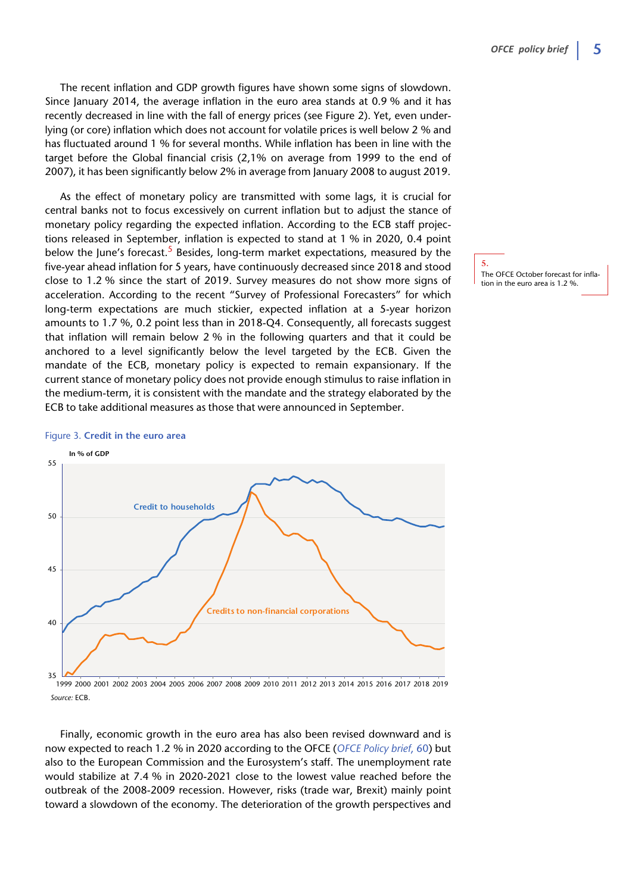The recent inflation and GDP growth figures have shown some signs of slowdown. Since January 2014, the average inflation in the euro area stands at 0.9 % and it has recently decreased in line with the fall of energy prices (see Figure 2). Yet, even underlying (or core) inflation which does not account for volatile prices is well below 2 % and has fluctuated around 1 % for several months. While inflation has been in line with the target before the Global financial crisis (2,1% on average from 1999 to the end of 2007), it has been significantly below 2% in average from January 2008 to august 2019.

As the effect of monetary policy are transmitted with some lags, it is crucial for central banks not to focus excessively on current inflation but to adjust the stance of monetary policy regarding the expected inflation. According to the ECB staff projections released in September, inflation is expected to stand at 1 % in 2020, 0.4 point below the June's forecast.[5] Besides, long-term market expectations, measured by the five-year ahead inflation for 5 years, have continuously decreased since 2018 and stood close to 1.2 % since the start of 2019. Survey measures do not show more signs of acceleration. According to the recent "Survey of Professional Forecasters" for which long-term expectations are much stickier, expected inflation at a 5-year horizon amounts to 1.7 %, 0.2 point less than in 2018-Q4. Consequently, all forecasts suggest that inflation will remain below 2 % in the following quarters and that it could be anchored to a level significantly below the level targeted by the ECB. Given the mandate of the ECB, monetary policy is expected to remain expansionary. If the current stance of monetary policy does not provide enough stimulus to raise inflation in the medium-term, it is consistent with the mandate and the strategy elaborated by the ECB to take additional measures as those that were announced in September.

5. The OFCE October forecast for inflation in the euro area is 1.2 %.

Figure 3. **Credit in the euro area**

Source: ECB.

Finally, economic growth in the euro area has also been revised downward and is now expected to reach 1.2 % in 2020 according to the OFCE (*OFCE Policy brief*, 60) but also to the European Commission and the Eurosystem's staff. The unemployment rate would stabilize at 7.4 % in 2020-2021 close to the lowest value reached before the outbreak of the 2008-2009 recession. However, risks (trade war, Brexit) mainly point toward a slowdown of the economy. The deterioration of the growth perspectives and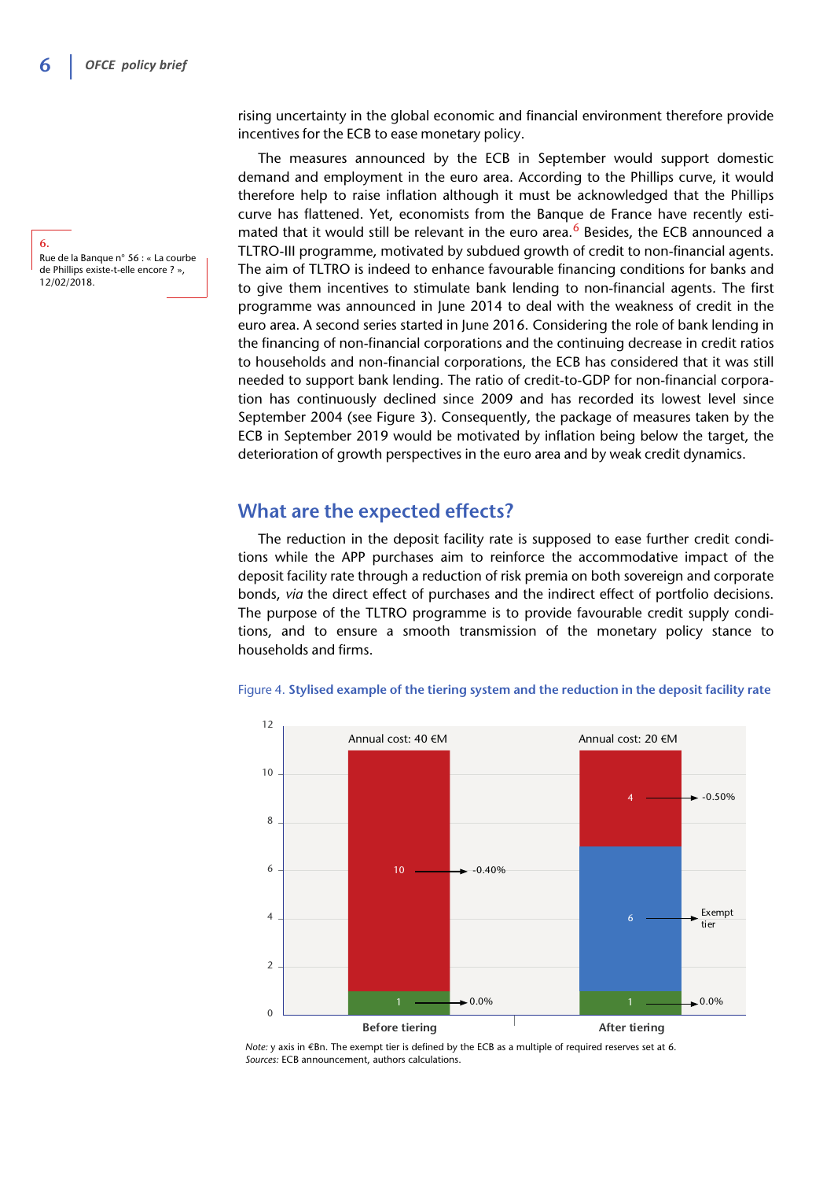rising uncertainty in the global economic and financial environment therefore provide incentives for the ECB to ease monetary policy.

The measures announced by the ECB in September would support domestic demand and employment in the euro area. According to the Phillips curve, it would therefore help to raise inflation although it must be acknowledged that the Phillips curve has flattened. Yet, economists from the Banque de France have recently estimated that it would still be relevant in the euro area.[6] Besides, the ECB announced a TLTRO-III programme, motivated by subdued growth of credit to non-financial agents. The aim of TLTRO is indeed to enhance favourable financing conditions for banks and to give them incentives to stimulate bank lending to non-financial agents. The first programme was announced in June 2014 to deal with the weakness of credit in the euro area. A second series started in June 2016. Considering the role of bank lending in the financing of non-financial corporations and the continuing decrease in credit ratios to households and non-financial corporations, the ECB has considered that it was still needed to support bank lending. The ratio of credit-to-GDP for non-financial corporation has continuously declined since 2009 and has recorded its lowest level since September 2004 (see Figure 3). Consequently, the package of measures taken by the ECB in September 2019 would be motivated by inflation being below the target, the deterioration of growth perspectives in the euro area and by weak credit dynamics.

6. Rue de la Banque n° 56 : « La courbe de Phillips existe-t-elle encore ? », 12/02/2018.

## What are the expected effects?

The reduction in the deposit facility rate is supposed to ease further credit conditions while the APP purchases aim to reinforce the accommodative impact of the deposit facility rate through a reduction of risk premia on both sovereign and corporate bonds, *via* the direct effect of purchases and the indirect effect of portfolio decisions. The purpose of the TLTRO programme is to provide favourable credit supply conditions, and to ensure a smooth transmission of the monetary policy stance to households and firms.

Figure 4. **Stylised example of the tiering system and the reduction in the deposit facility rate**

| | Before tiering | After tiering |
|---|---|---|
| Annual cost | 40 €M | 20 €M |
| 0.0% tier | 1 | 1 |
| Exempt tier | – | 6 |
| Deposit rate tier | 10 (-0.40%) | 4 (-0.50%) |

*Note:* y axis in €Bn. The exempt tier is defined by the ECB as a multiple of required reserves set at 6.
*Sources:* ECB announcement, authors calculations.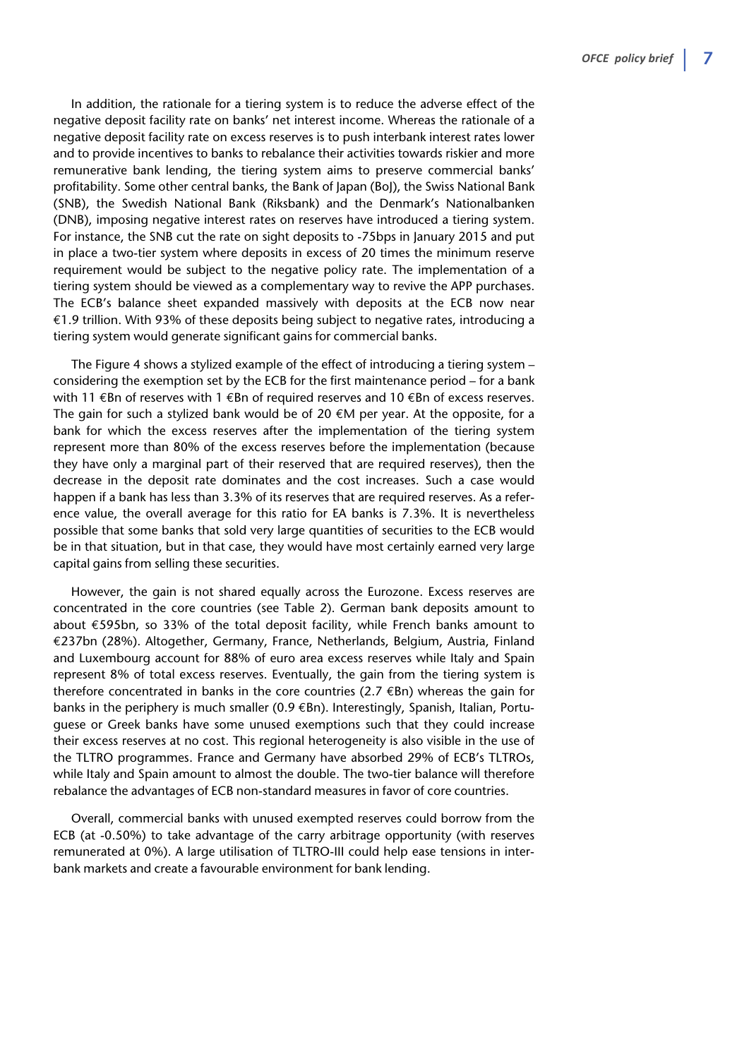In addition, the rationale for a tiering system is to reduce the adverse effect of the negative deposit facility rate on banks' net interest income. Whereas the rationale of a negative deposit facility rate on excess reserves is to push interbank interest rates lower and to provide incentives to banks to rebalance their activities towards riskier and more remunerative bank lending, the tiering system aims to preserve commercial banks' profitability. Some other central banks, the Bank of Japan (BoJ), the Swiss National Bank (SNB), the Swedish National Bank (Riksbank) and the Denmark's Nationalbanken (DNB), imposing negative interest rates on reserves have introduced a tiering system. For instance, the SNB cut the rate on sight deposits to -75bps in January 2015 and put in place a two-tier system where deposits in excess of 20 times the minimum reserve requirement would be subject to the negative policy rate. The implementation of a tiering system should be viewed as a complementary way to revive the APP purchases. The ECB's balance sheet expanded massively with deposits at the ECB now near €1.9 trillion. With 93% of these deposits being subject to negative rates, introducing a tiering system would generate significant gains for commercial banks.

The Figure 4 shows a stylized example of the effect of introducing a tiering system – considering the exemption set by the ECB for the first maintenance period – for a bank with 11 €Bn of reserves with 1 €Bn of required reserves and 10 €Bn of excess reserves. The gain for such a stylized bank would be of 20 €M per year. At the opposite, for a bank for which the excess reserves after the implementation of the tiering system represent more than 80% of the excess reserves before the implementation (because they have only a marginal part of their reserved that are required reserves), then the decrease in the deposit rate dominates and the cost increases. Such a case would happen if a bank has less than 3.3% of its reserves that are required reserves. As a reference value, the overall average for this ratio for EA banks is 7.3%. It is nevertheless possible that some banks that sold very large quantities of securities to the ECB would be in that situation, but in that case, they would have most certainly earned very large capital gains from selling these securities.

However, the gain is not shared equally across the Eurozone. Excess reserves are concentrated in the core countries (see Table 2). German bank deposits amount to about €595bn, so 33% of the total deposit facility, while French banks amount to €237bn (28%). Altogether, Germany, France, Netherlands, Belgium, Austria, Finland and Luxembourg account for 88% of euro area excess reserves while Italy and Spain represent 8% of total excess reserves. Eventually, the gain from the tiering system is therefore concentrated in banks in the core countries (2.7 €Bn) whereas the gain for banks in the periphery is much smaller (0.9 €Bn). Interestingly, Spanish, Italian, Portuguese or Greek banks have some unused exemptions such that they could increase their excess reserves at no cost. This regional heterogeneity is also visible in the use of the TLTRO programmes. France and Germany have absorbed 29% of ECB's TLTROs, while Italy and Spain amount to almost the double. The two-tier balance will therefore rebalance the advantages of ECB non-standard measures in favor of core countries.

Overall, commercial banks with unused exempted reserves could borrow from the ECB (at -0.50%) to take advantage of the carry arbitrage opportunity (with reserves remunerated at 0%). A large utilisation of TLTRO-III could help ease tensions in interbank markets and create a favourable environment for bank lending.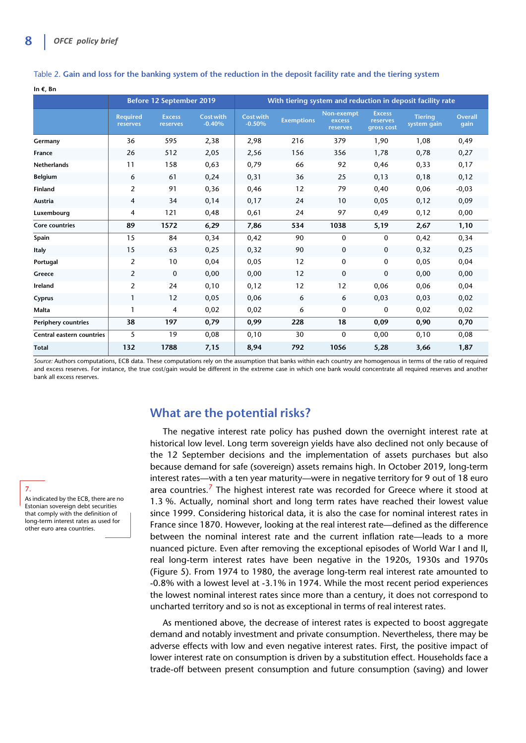Table 2. **Gain and loss for the banking system of the reduction in the deposit facility rate and the tiering system**

**In €, Bn**

| | Before 12 September 2019 | | | With tiering system and reduction in deposit facility rate | | | | | |
|---|---|---|---|---|---|---|---|---|---|
| | Required reserves | Excess reserves | Cost with -0.40% | Cost with -0.50% | Exemptions | Non-exempt excess reserves | Excess reserves gross cost | Tiering system gain | Overall gain |
| **Germany** | 36 | 595 | 2,38 | 2,98 | 216 | 379 | 1,90 | 1,08 | 0,49 |
| **France** | 26 | 512 | 2,05 | 2,56 | 156 | 356 | 1,78 | 0,78 | 0,27 |
| **Netherlands** | 11 | 158 | 0,63 | 0,79 | 66 | 92 | 0,46 | 0,33 | 0,17 |
| **Belgium** | 6 | 61 | 0,24 | 0,31 | 36 | 25 | 0,13 | 0,18 | 0,12 |
| **Finland** | 2 | 91 | 0,36 | 0,46 | 12 | 79 | 0,40 | 0,06 | -0,03 |
| **Austria** | 4 | 34 | 0,14 | 0,17 | 24 | 10 | 0,05 | 0,12 | 0,09 |
| **Luxembourg** | 4 | 121 | 0,48 | 0,61 | 24 | 97 | 0,49 | 0,12 | 0,00 |
| **Core countries** | **89** | **1572** | **6,29** | **7,86** | **534** | **1038** | **5,19** | **2,67** | **1,10** |
| **Spain** | 15 | 84 | 0,34 | 0,42 | 90 | 0 | 0 | 0,42 | 0,34 |
| **Italy** | 15 | 63 | 0,25 | 0,32 | 90 | 0 | 0 | 0,32 | 0,25 |
| **Portugal** | 2 | 10 | 0,04 | 0,05 | 12 | 0 | 0 | 0,05 | 0,04 |
| **Greece** | 2 | 0 | 0,00 | 0,00 | 12 | 0 | 0 | 0,00 | 0,00 |
| **Ireland** | 2 | 24 | 0,10 | 0,12 | 12 | 12 | 0,06 | 0,06 | 0,04 |
| **Cyprus** | 1 | 12 | 0,05 | 0,06 | 6 | 6 | 0,03 | 0,03 | 0,02 |
| **Malta** | 1 | 4 | 0,02 | 0,02 | 6 | 0 | 0 | 0,02 | 0,02 |
| **Periphery countries** | **38** | **197** | **0,79** | **0,99** | **228** | **18** | **0,09** | **0,90** | **0,70** |
| **Central eastern countries** | 5 | 19 | 0,08 | 0,10 | 30 | 0 | 0,00 | 0,10 | 0,08 |
| **Total** | **132** | **1788** | **7,15** | **8,94** | **792** | **1056** | **5,28** | **3,66** | **1,87** |

*Source:* Authors computations, ECB data. These computations rely on the assumption that banks within each country are homogenous in terms of the ratio of required and excess reserves. For instance, the true cost/gain would be different in the extreme case in which one bank would concentrate all required reserves and another bank all excess reserves.

## What are the potential risks?

The negative interest rate policy has pushed down the overnight interest rate at historical low level. Long term sovereign yields have also declined not only because of the 12 September decisions and the implementation of assets purchases but also because demand for safe (sovereign) assets remains high. In October 2019, long-term interest rates—with a ten year maturity—were in negative territory for 9 out of 18 euro area countries.[7] The highest interest rate was recorded for Greece where it stood at 1.3 %. Actually, nominal short and long term rates have reached their lowest value since 1999. Considering historical data, it is also the case for nominal interest rates in France since 1870. However, looking at the real interest rate—defined as the difference between the nominal interest rate and the current inflation rate—leads to a more nuanced picture. Even after removing the exceptional episodes of World War I and II, real long-term interest rates have been negative in the 1920s, 1930s and 1970s (Figure 5). From 1974 to 1980, the average long-term real interest rate amounted to -0.8% with a lowest level at -3.1% in 1974. While the most recent period experiences the lowest nominal interest rates since more than a century, it does not correspond to uncharted territory and so is not as exceptional in terms of real interest rates.

As mentioned above, the decrease of interest rates is expected to boost aggregate demand and notably investment and private consumption. Nevertheless, there may be adverse effects with low and even negative interest rates. First, the positive impact of lower interest rate on consumption is driven by a substitution effect. Households face a trade-off between present consumption and future consumption (saving) and lower

7. As indicated by the ECB, there are no Estonian sovereign debt securities that comply with the definition of long-term interest rates as used for other euro area countries.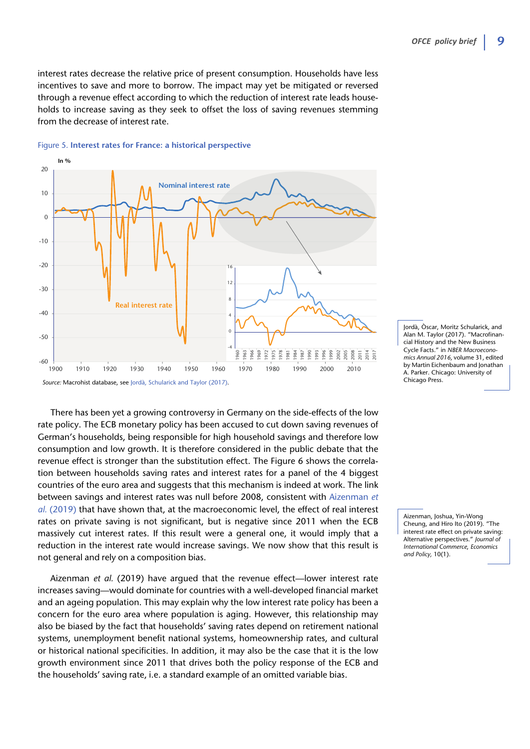interest rates decrease the relative price of present consumption. Households have less incentives to save and more to borrow. The impact may yet be mitigated or reversed through a revenue effect according to which the reduction of interest rate leads households to increase saving as they seek to offset the loss of saving revenues stemming from the decrease of interest rate.

Figure 5. **Interest rates for France: a historical perspective**

*Source:* Macrohist database, see Jordà, Schularick and Taylor (2017).

There has been yet a growing controversy in Germany on the side-effects of the low rate policy. The ECB monetary policy has been accused to cut down saving revenues of German's households, being responsible for high household savings and therefore low consumption and low growth. It is therefore considered in the public debate that the revenue effect is stronger than the substitution effect. The Figure 6 shows the correlation between households saving rates and interest rates for a panel of the 4 biggest countries of the euro area and suggests that this mechanism is indeed at work. The link between savings and interest rates was null before 2008, consistent with Aizenman *et al.* (2019) that have shown that, at the macroeconomic level, the effect of real interest rates on private saving is not significant, but is negative since 2011 when the ECB massively cut interest rates. If this result were a general one, it would imply that a reduction in the interest rate would increase savings. We now show that this result is not general and rely on a composition bias.

Aizenman *et al.* (2019) have argued that the revenue effect—lower interest rate increases saving—would dominate for countries with a well-developed financial market and an ageing population. This may explain why the low interest rate policy has been a concern for the euro area where population is aging. However, this relationship may also be biased by the fact that households' saving rates depend on retirement national systems, unemployment benefit national systems, homeownership rates, and cultural or historical national specificities. In addition, it may also be the case that it is the low growth environment since 2011 that drives both the policy response of the ECB and the households' saving rate, i.e. a standard example of an omitted variable bias.

Jordà, Òscar, Moritz Schularick, and Alan M. Taylor (2017). "Macrofinancial History and the New Business Cycle Facts." in *NBER Macroeconomics Annual 2016*, volume 31, edited by Martin Eichenbaum and Jonathan A. Parker. Chicago: University of Chicago Press.

Aizenman, Joshua, Yin-Wong Cheung, and Hiro Ito (2019). "The interest rate effect on private saving: Alternative perspectives." *Journal of International Commerce, Economics and Policy*, 10(1).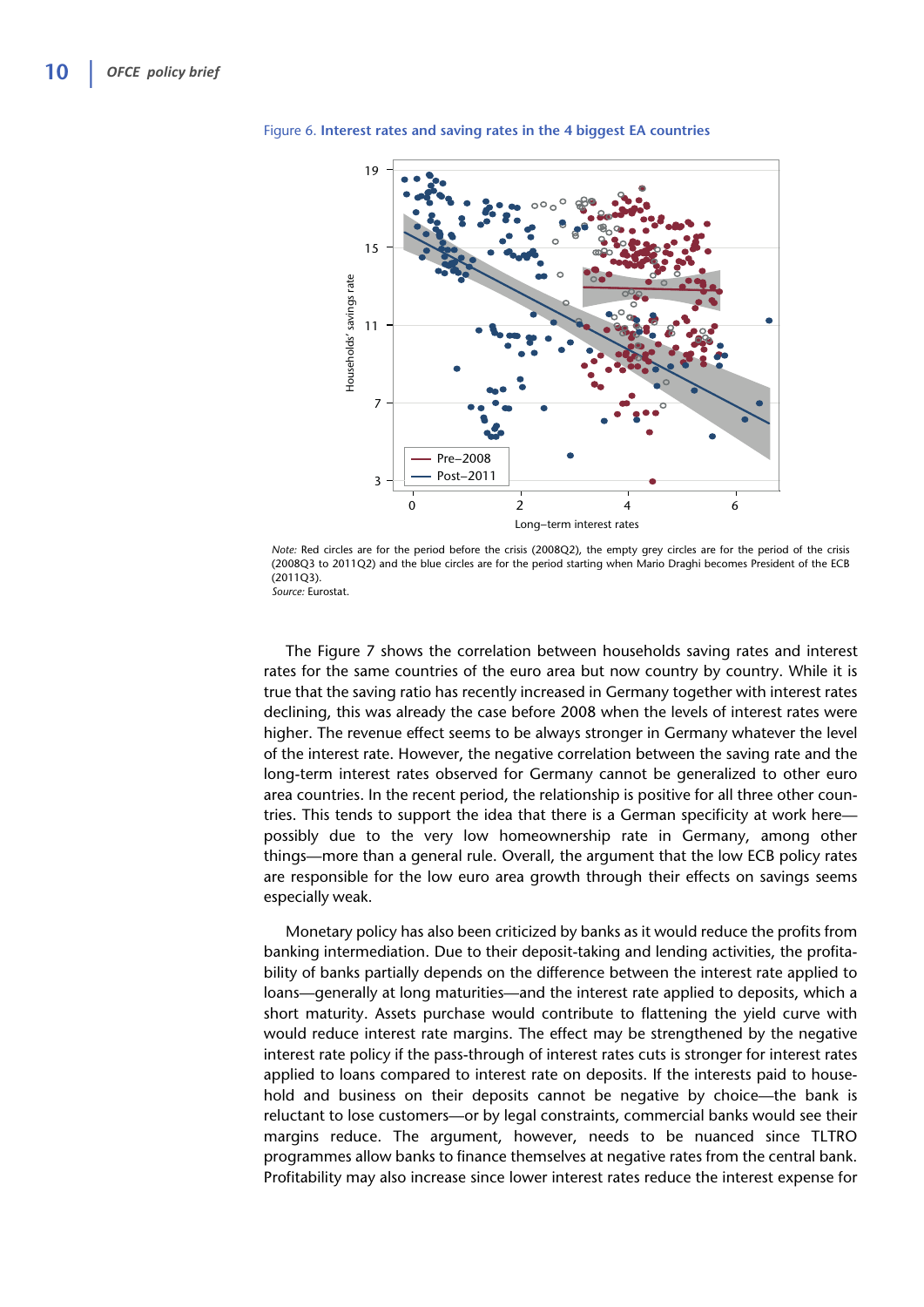Figure 6. **Interest rates and saving rates in the 4 biggest EA countries**

*Note:* Red circles are for the period before the crisis (2008Q2), the empty grey circles are for the period of the crisis (2008Q3 to 2011Q2) and the blue circles are for the period starting when Mario Draghi becomes President of the ECB (2011Q3).
*Source:* Eurostat.

The Figure 7 shows the correlation between households saving rates and interest rates for the same countries of the euro area but now country by country. While it is true that the saving ratio has recently increased in Germany together with interest rates declining, this was already the case before 2008 when the levels of interest rates were higher. The revenue effect seems to be always stronger in Germany whatever the level of the interest rate. However, the negative correlation between the saving rate and the long-term interest rates observed for Germany cannot be generalized to other euro area countries. In the recent period, the relationship is positive for all three other countries. This tends to support the idea that there is a German specificity at work here—possibly due to the very low homeownership rate in Germany, among other things—more than a general rule. Overall, the argument that the low ECB policy rates are responsible for the low euro area growth through their effects on savings seems especially weak.

Monetary policy has also been criticized by banks as it would reduce the profits from banking intermediation. Due to their deposit-taking and lending activities, the profitability of banks partially depends on the difference between the interest rate applied to loans—generally at long maturities—and the interest rate applied to deposits, which a short maturity. Assets purchase would contribute to flattening the yield curve with would reduce interest rate margins. The effect may be strengthened by the negative interest rate policy if the pass-through of interest rates cuts is stronger for interest rates applied to loans compared to interest rate on deposits. If the interests paid to household and business on their deposits cannot be negative by choice—the bank is reluctant to lose customers—or by legal constraints, commercial banks would see their margins reduce. The argument, however, needs to be nuanced since TLTRO programmes allow banks to finance themselves at negative rates from the central bank. Profitability may also increase since lower interest rates reduce the interest expense for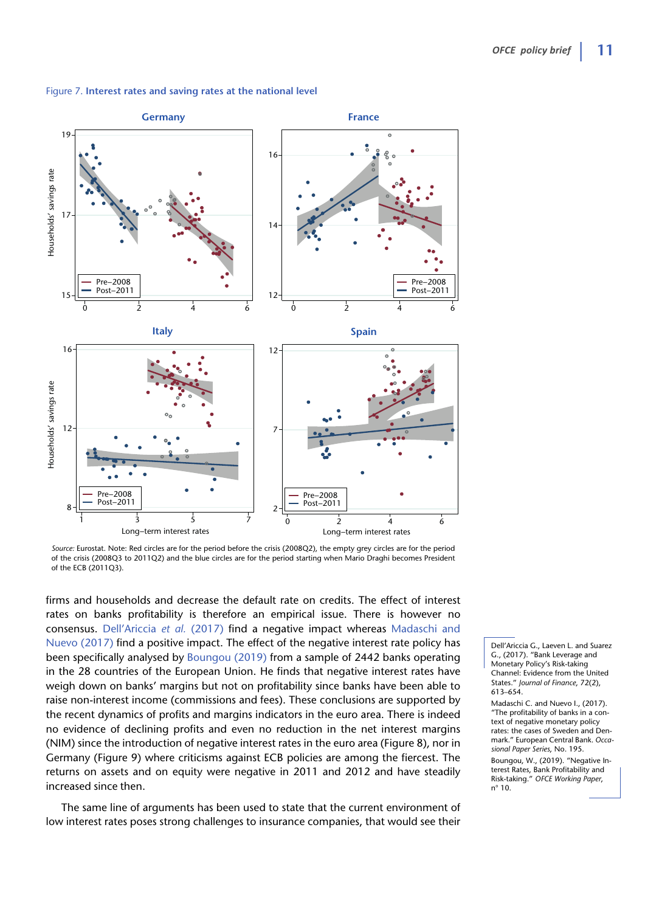Figure 7. **Interest rates and saving rates at the national level**

*Source:* Eurostat. Note: Red circles are for the period before the crisis (2008Q2), the empty grey circles are for the period of the crisis (2008Q3 to 2011Q2) and the blue circles are for the period starting when Mario Draghi becomes President of the ECB (2011Q3).

firms and households and decrease the default rate on credits. The effect of interest rates on banks profitability is therefore an empirical issue. There is however no consensus. Dell'Ariccia *et al.* (2017) find a negative impact whereas Madaschi and Nuevo (2017) find a positive impact. The effect of the negative interest rate policy has been specifically analysed by Boungou (2019) from a sample of 2442 banks operating in the 28 countries of the European Union. He finds that negative interest rates have weigh down on banks' margins but not on profitability since banks have been able to raise non-interest income (commissions and fees). These conclusions are supported by the recent dynamics of profits and margins indicators in the euro area. There is indeed no evidence of declining profits and even no reduction in the net interest margins (NIM) since the introduction of negative interest rates in the euro area (Figure 8), nor in Germany (Figure 9) where criticisms against ECB policies are among the fiercest. The returns on assets and on equity were negative in 2011 and 2012 and have steadily increased since then.

Dell'Ariccia G., Laeven L. and Suarez G., (2017). "Bank Leverage and Monetary Policy's Risk-taking Channel: Evidence from the United States." *Journal of Finance*, 72(2), 613–654.

Madaschi C. and Nuevo I., (2017). "The profitability of banks in a context of negative monetary policy rates: the cases of Sweden and Denmark." European Central Bank. *Occasional Paper Series*, No. 195.

Boungou, W., (2019). "Negative Interest Rates, Bank Profitability and Risk-taking." *OFCE Working Paper*, n° 10.

The same line of arguments has been used to state that the current environment of low interest rates poses strong challenges to insurance companies, that would see their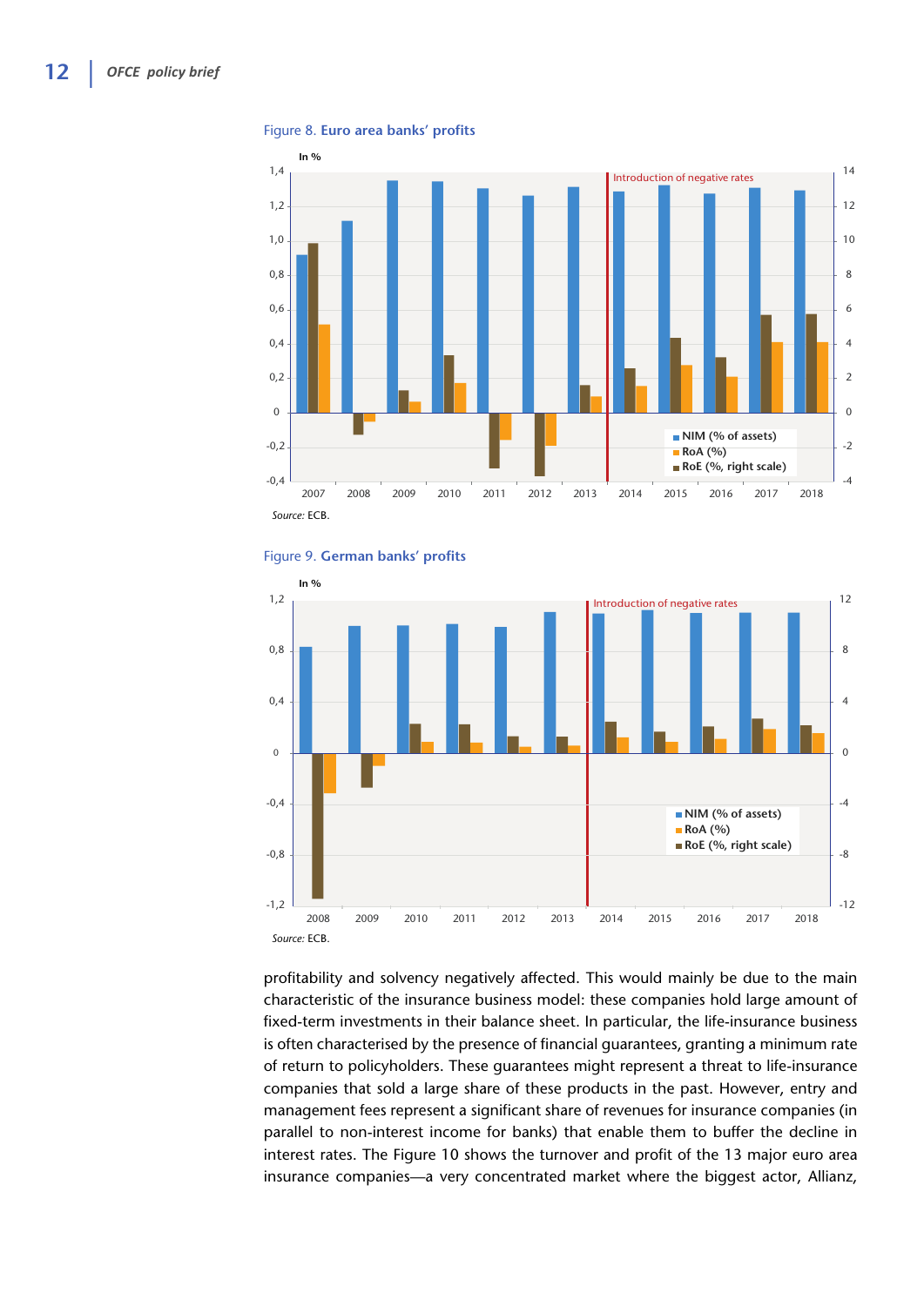Figure 8. **Euro area banks' profits**

Source: ECB.

Figure 9. **German banks' profits**

Source: ECB.

profitability and solvency negatively affected. This would mainly be due to the main characteristic of the insurance business model: these companies hold large amount of fixed-term investments in their balance sheet. In particular, the life-insurance business is often characterised by the presence of financial guarantees, granting a minimum rate of return to policyholders. These guarantees might represent a threat to life-insurance companies that sold a large share of these products in the past. However, entry and management fees represent a significant share of revenues for insurance companies (in parallel to non-interest income for banks) that enable them to buffer the decline in interest rates. The Figure 10 shows the turnover and profit of the 13 major euro area insurance companies—a very concentrated market where the biggest actor, Allianz,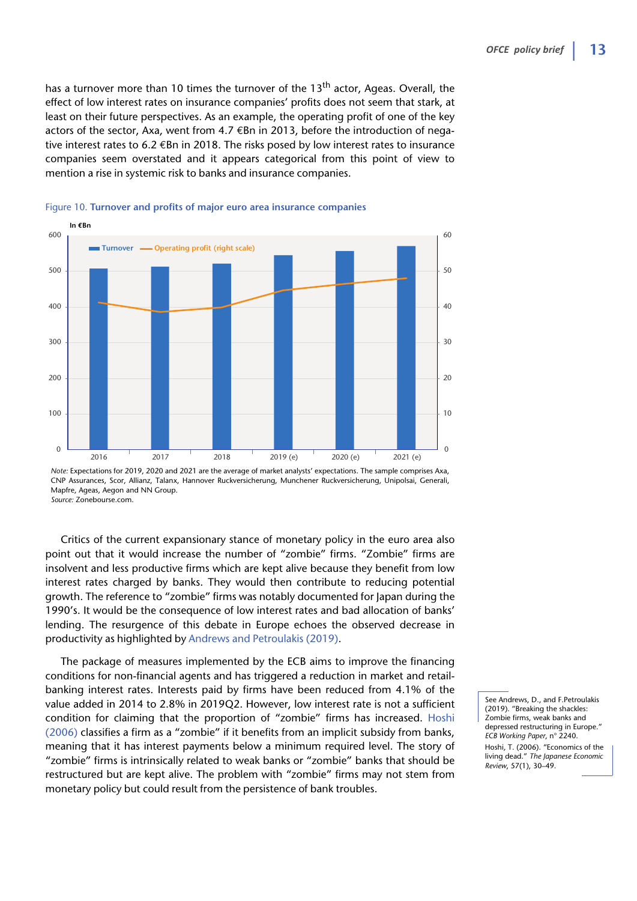has a turnover more than 10 times the turnover of the 13th actor, Ageas. Overall, the effect of low interest rates on insurance companies' profits does not seem that stark, at least on their future perspectives. As an example, the operating profit of one of the key actors of the sector, Axa, went from 4.7 €Bn in 2013, before the introduction of negative interest rates to 6.2 €Bn in 2018. The risks posed by low interest rates to insurance companies seem overstated and it appears categorical from this point of view to mention a rise in systemic risk to banks and insurance companies.

Figure 10. **Turnover and profits of major euro area insurance companies**

*Note:* Expectations for 2019, 2020 and 2021 are the average of market analysts' expectations. The sample comprises Axa, CNP Assurances, Scor, Allianz, Talanx, Hannover Ruckversicherung, Munchener Ruckversicherung, Unipolsai, Generali, Mapfre, Ageas, Aegon and NN Group.
*Source:* Zonebourse.com.

Critics of the current expansionary stance of monetary policy in the euro area also point out that it would increase the number of "zombie" firms. "Zombie" firms are insolvent and less productive firms which are kept alive because they benefit from low interest rates charged by banks. They would then contribute to reducing potential growth. The reference to "zombie" firms was notably documented for Japan during the 1990's. It would be the consequence of low interest rates and bad allocation of banks' lending. The resurgence of this debate in Europe echoes the observed decrease in productivity as highlighted by Andrews and Petroulakis (2019).

The package of measures implemented by the ECB aims to improve the financing conditions for non-financial agents and has triggered a reduction in market and retail-banking interest rates. Interests paid by firms have been reduced from 4.1% of the value added in 2014 to 2.8% in 2019Q2. However, low interest rate is not a sufficient condition for claiming that the proportion of "zombie" firms has increased. Hoshi (2006) classifies a firm as a "zombie" if it benefits from an implicit subsidy from banks, meaning that it has interest payments below a minimum required level. The story of "zombie" firms is intrinsically related to weak banks or "zombie" banks that should be restructured but are kept alive. The problem with "zombie" firms may not stem from monetary policy but could result from the persistence of bank troubles.

See Andrews, D., and F.Petroulakis (2019). "Breaking the shackles: Zombie firms, weak banks and depressed restructuring in Europe." *ECB Working Paper*, n° 2240.

Hoshi, T. (2006). "Economics of the living dead." *The Japanese Economic Review*, 57(1), 30–49.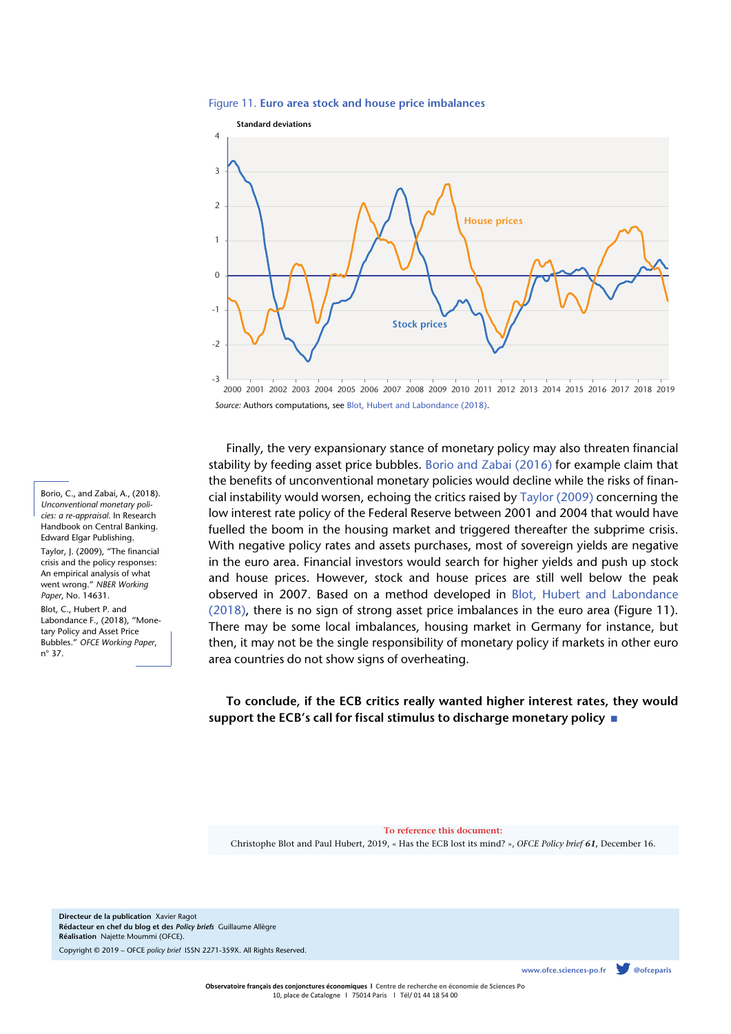Figure 11. **Euro area stock and house price imbalances**

Standard deviations

4
3
2
1
0
-1
-2
-3

2000 2001 2002 2003 2004 2005 2006 2007 2008 2009 2010 2011 2012 2013 2014 2015 2016 2017 2018 2019

House prices

Stock prices

*Source:* Authors computations, see Blot, Hubert and Labondance (2018).

Finally, the very expansionary stance of monetary policy may also threaten financial stability by feeding asset price bubbles. Borio and Zabai (2016) for example claim that the benefits of unconventional monetary policies would decline while the risks of financial instability would worsen, echoing the critics raised by Taylor (2009) concerning the low interest rate policy of the Federal Reserve between 2001 and 2004 that would have fuelled the boom in the housing market and triggered thereafter the subprime crisis. With negative policy rates and assets purchases, most of sovereign yields are negative in the euro area. Financial investors would search for higher yields and push up stock and house prices. However, stock and house prices are still well below the peak observed in 2007. Based on a method developed in Blot, Hubert and Labondance (2018), there is no sign of strong asset price imbalances in the euro area (Figure 11). There may be some local imbalances, housing market in Germany for instance, but then, it may not be the single responsibility of monetary policy if markets in other euro area countries do not show signs of overheating.

Borio, C., and Zabai, A., (2018). *Unconventional monetary policies: a re-appraisal.* In Research Handbook on Central Banking. Edward Elgar Publishing.

Taylor, J. (2009), "The financial crisis and the policy responses: An empirical analysis of what went wrong." *NBER Working Paper*, No. 14631.

Blot, C., Hubert P. and Labondance F., (2018), "Monetary Policy and Asset Price Bubbles." *OFCE Working Paper*, n° 37.

**To conclude, if the ECB critics really wanted higher interest rates, they would support the ECB's call for fiscal stimulus to discharge monetary policy** ■

To reference this document:

Christophe Blot and Paul Hubert, 2019, « Has the ECB lost its mind? », *OFCE Policy brief* ***61***, December 16.

**Directeur de la publication** Xavier Ragot
**Rédacteur en chef du blog et des** ***Policy briefs*** Guillaume Allègre
**Réalisation** Najette Moummi (OFCE).

Copyright © 2019 – OFCE *policy brief* ISSN 2271-359X. All Rights Reserved.

www.ofce.sciences-po.fr @ofceparis

**Observatoire français des conjonctures économiques** I Centre de recherche en économie de Sciences Po
10, place de Catalogne I 75014 Paris I Tél/ 01 44 18 54 00